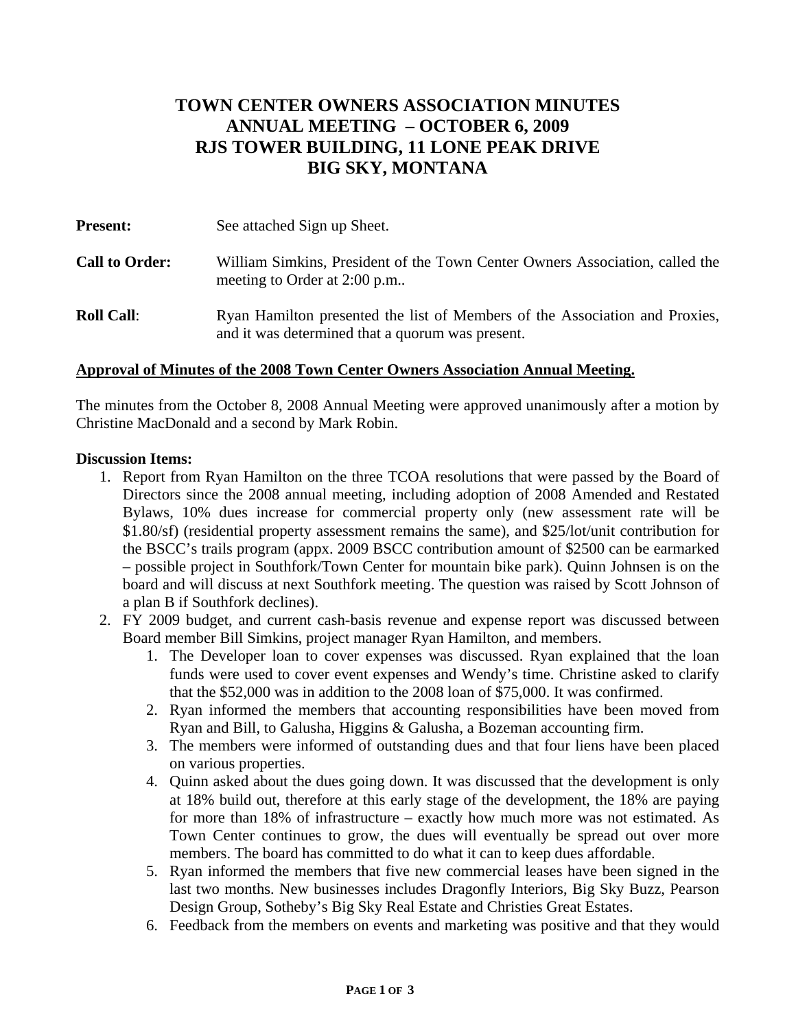# TOWN CENTER OWNERS ASSOCIATION MINUTES
# ANNUAL MEETING – OCTOBER 6, 2009
# RJS TOWER BUILDING, 11 LONE PEAK DRIVE
# BIG SKY, MONTANA

**Present:** See attached Sign up Sheet.

**Call to Order:** William Simkins, President of the Town Center Owners Association, called the meeting to Order at 2:00 p.m..

**Roll Call**: Ryan Hamilton presented the list of Members of the Association and Proxies, and it was determined that a quorum was present.

**<u>Approval of Minutes of the 2008 Town Center Owners Association Annual Meeting.</u>**

The minutes from the October 8, 2008 Annual Meeting were approved unanimously after a motion by Christine MacDonald and a second by Mark Robin.

**Discussion Items:**

1. Report from Ryan Hamilton on the three TCOA resolutions that were passed by the Board of Directors since the 2008 annual meeting, including adoption of 2008 Amended and Restated Bylaws, 10% dues increase for commercial property only (new assessment rate will be $1.80/sf) (residential property assessment remains the same), and $25/lot/unit contribution for the BSCC's trails program (appx. 2009 BSCC contribution amount of $2500 can be earmarked – possible project in Southfork/Town Center for mountain bike park). Quinn Johnsen is on the board and will discuss at next Southfork meeting. The question was raised by Scott Johnson of a plan B if Southfork declines).
2. FY 2009 budget, and current cash-basis revenue and expense report was discussed between Board member Bill Simkins, project manager Ryan Hamilton, and members.
   1. The Developer loan to cover expenses was discussed. Ryan explained that the loan funds were used to cover event expenses and Wendy's time. Christine asked to clarify that the $52,000 was in addition to the 2008 loan of $75,000. It was confirmed.
   2. Ryan informed the members that accounting responsibilities have been moved from Ryan and Bill, to Galusha, Higgins & Galusha, a Bozeman accounting firm.
   3. The members were informed of outstanding dues and that four liens have been placed on various properties.
   4. Quinn asked about the dues going down. It was discussed that the development is only at 18% build out, therefore at this early stage of the development, the 18% are paying for more than 18% of infrastructure – exactly how much more was not estimated. As Town Center continues to grow, the dues will eventually be spread out over more members. The board has committed to do what it can to keep dues affordable.
   5. Ryan informed the members that five new commercial leases have been signed in the last two months. New businesses includes Dragonfly Interiors, Big Sky Buzz, Pearson Design Group, Sotheby's Big Sky Real Estate and Christies Great Estates.
   6. Feedback from the members on events and marketing was positive and that they would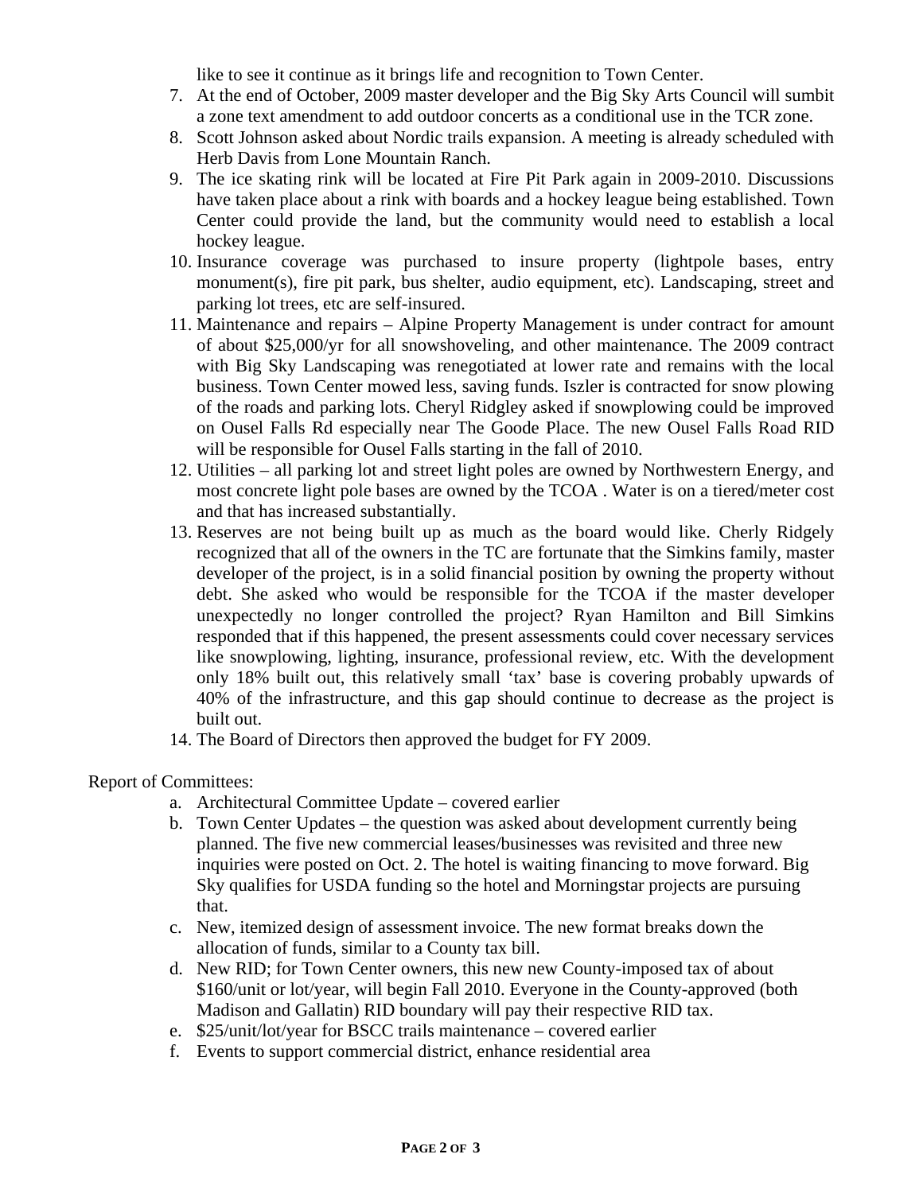like to see it continue as it brings life and recognition to Town Center.

7. At the end of October, 2009 master developer and the Big Sky Arts Council will sumbit a zone text amendment to add outdoor concerts as a conditional use in the TCR zone.
8. Scott Johnson asked about Nordic trails expansion. A meeting is already scheduled with Herb Davis from Lone Mountain Ranch.
9. The ice skating rink will be located at Fire Pit Park again in 2009-2010. Discussions have taken place about a rink with boards and a hockey league being established. Town Center could provide the land, but the community would need to establish a local hockey league.
10. Insurance coverage was purchased to insure property (lightpole bases, entry monument(s), fire pit park, bus shelter, audio equipment, etc). Landscaping, street and parking lot trees, etc are self-insured.
11. Maintenance and repairs – Alpine Property Management is under contract for amount of about $25,000/yr for all snowshoveling, and other maintenance. The 2009 contract with Big Sky Landscaping was renegotiated at lower rate and remains with the local business. Town Center mowed less, saving funds. Iszler is contracted for snow plowing of the roads and parking lots. Cheryl Ridgley asked if snowplowing could be improved on Ousel Falls Rd especially near The Goode Place. The new Ousel Falls Road RID will be responsible for Ousel Falls starting in the fall of 2010.
12. Utilities – all parking lot and street light poles are owned by Northwestern Energy, and most concrete light pole bases are owned by the TCOA . Water is on a tiered/meter cost and that has increased substantially.
13. Reserves are not being built up as much as the board would like. Cherly Ridgely recognized that all of the owners in the TC are fortunate that the Simkins family, master developer of the project, is in a solid financial position by owning the property without debt. She asked who would be responsible for the TCOA if the master developer unexpectedly no longer controlled the project? Ryan Hamilton and Bill Simkins responded that if this happened, the present assessments could cover necessary services like snowplowing, lighting, insurance, professional review, etc. With the development only 18% built out, this relatively small 'tax' base is covering probably upwards of 40% of the infrastructure, and this gap should continue to decrease as the project is built out.
14. The Board of Directors then approved the budget for FY 2009.

Report of Committees:

a. Architectural Committee Update – covered earlier
b. Town Center Updates – the question was asked about development currently being planned. The five new commercial leases/businesses was revisited and three new inquiries were posted on Oct. 2. The hotel is waiting financing to move forward. Big Sky qualifies for USDA funding so the hotel and Morningstar projects are pursuing that.
c. New, itemized design of assessment invoice. The new format breaks down the allocation of funds, similar to a County tax bill.
d. New RID; for Town Center owners, this new new County-imposed tax of about $160/unit or lot/year, will begin Fall 2010. Everyone in the County-approved (both Madison and Gallatin) RID boundary will pay their respective RID tax.
e. $25/unit/lot/year for BSCC trails maintenance – covered earlier
f. Events to support commercial district, enhance residential area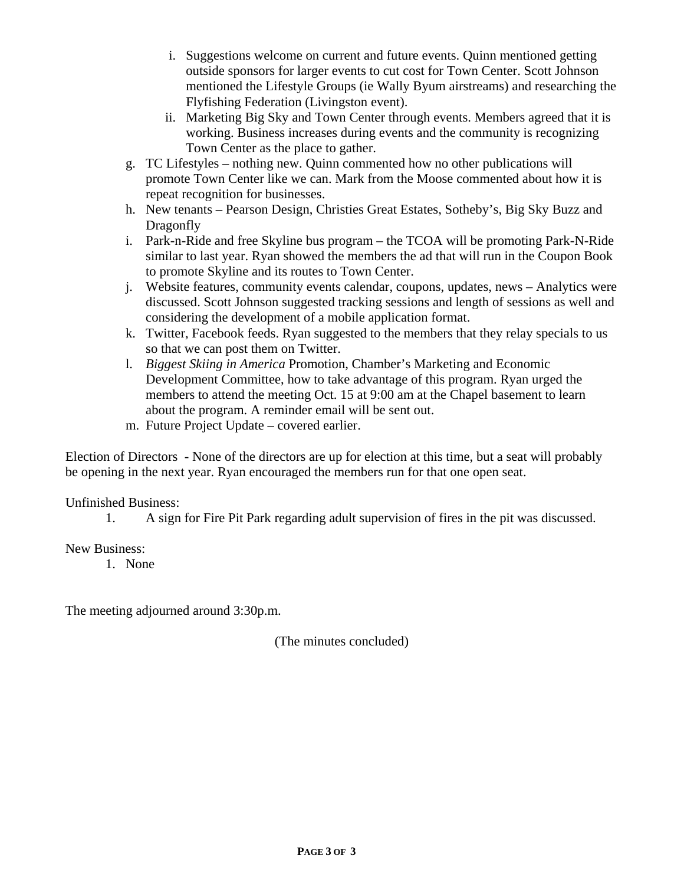i. Suggestions welcome on current and future events. Quinn mentioned getting outside sponsors for larger events to cut cost for Town Center. Scott Johnson mentioned the Lifestyle Groups (ie Wally Byum airstreams) and researching the Flyfishing Federation (Livingston event).
   ii. Marketing Big Sky and Town Center through events. Members agreed that it is working. Business increases during events and the community is recognizing Town Center as the place to gather.

g. TC Lifestyles – nothing new. Quinn commented how no other publications will promote Town Center like we can. Mark from the Moose commented about how it is repeat recognition for businesses.

h. New tenants – Pearson Design, Christies Great Estates, Sotheby's, Big Sky Buzz and Dragonfly

i. Park-n-Ride and free Skyline bus program – the TCOA will be promoting Park-N-Ride similar to last year. Ryan showed the members the ad that will run in the Coupon Book to promote Skyline and its routes to Town Center.

j. Website features, community events calendar, coupons, updates, news – Analytics were discussed. Scott Johnson suggested tracking sessions and length of sessions as well and considering the development of a mobile application format.

k. Twitter, Facebook feeds. Ryan suggested to the members that they relay specials to us so that we can post them on Twitter.

l. *Biggest Skiing in America* Promotion, Chamber's Marketing and Economic Development Committee, how to take advantage of this program. Ryan urged the members to attend the meeting Oct. 15 at 9:00 am at the Chapel basement to learn about the program. A reminder email will be sent out.

m. Future Project Update – covered earlier.

Election of Directors - None of the directors are up for election at this time, but a seat will probably be opening in the next year. Ryan encouraged the members run for that one open seat.

Unfinished Business:

1. A sign for Fire Pit Park regarding adult supervision of fires in the pit was discussed.

New Business:

1. None

The meeting adjourned around 3:30p.m.

(The minutes concluded)